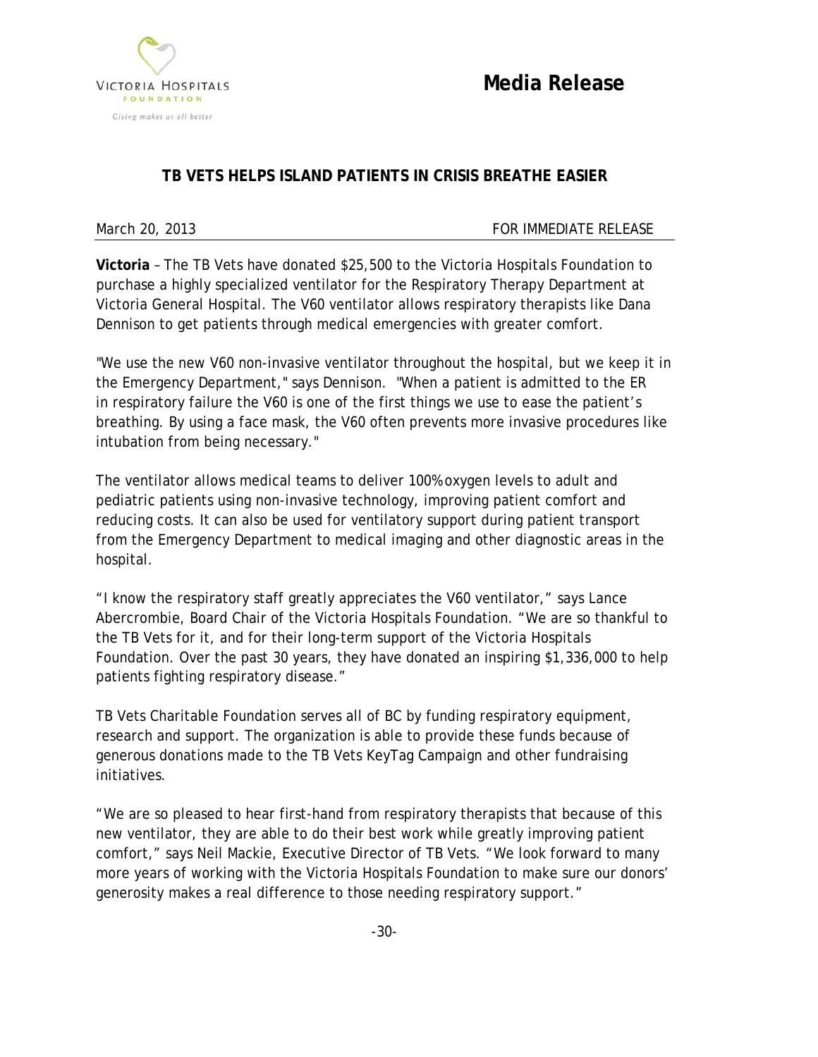VICTORIA HOSPITALS FOUNDATION
*Giving makes us all better*

# Media Release

## TB VETS HELPS ISLAND PATIENTS IN CRISIS BREATHE EASIER

March 20, 2013 FOR IMMEDIATE RELEASE

**Victoria** – The TB Vets have donated $25,500 to the Victoria Hospitals Foundation to purchase a highly specialized ventilator for the Respiratory Therapy Department at Victoria General Hospital. The V60 ventilator allows respiratory therapists like Dana Dennison to get patients through medical emergencies with greater comfort.

"We use the new V60 non-invasive ventilator throughout the hospital, but we keep it in the Emergency Department," says Dennison. "When a patient is admitted to the ER in respiratory failure the V60 is one of the first things we use to ease the patient's breathing. By using a face mask, the V60 often prevents more invasive procedures like intubation from being necessary."

The ventilator allows medical teams to deliver 100% oxygen levels to adult and pediatric patients using non-invasive technology, improving patient comfort and reducing costs. It can also be used for ventilatory support during patient transport from the Emergency Department to medical imaging and other diagnostic areas in the hospital.

"I know the respiratory staff greatly appreciates the V60 ventilator," says Lance Abercrombie, Board Chair of the Victoria Hospitals Foundation. "We are so thankful to the TB Vets for it, and for their long-term support of the Victoria Hospitals Foundation. Over the past 30 years, they have donated an inspiring $1,336,000 to help patients fighting respiratory disease."

TB Vets Charitable Foundation serves all of BC by funding respiratory equipment, research and support. The organization is able to provide these funds because of generous donations made to the TB Vets KeyTag Campaign and other fundraising initiatives.

"We are so pleased to hear first-hand from respiratory therapists that because of this new ventilator, they are able to do their best work while greatly improving patient comfort," says Neil Mackie, Executive Director of TB Vets. "We look forward to many more years of working with the Victoria Hospitals Foundation to make sure our donors' generosity makes a real difference to those needing respiratory support."

-30-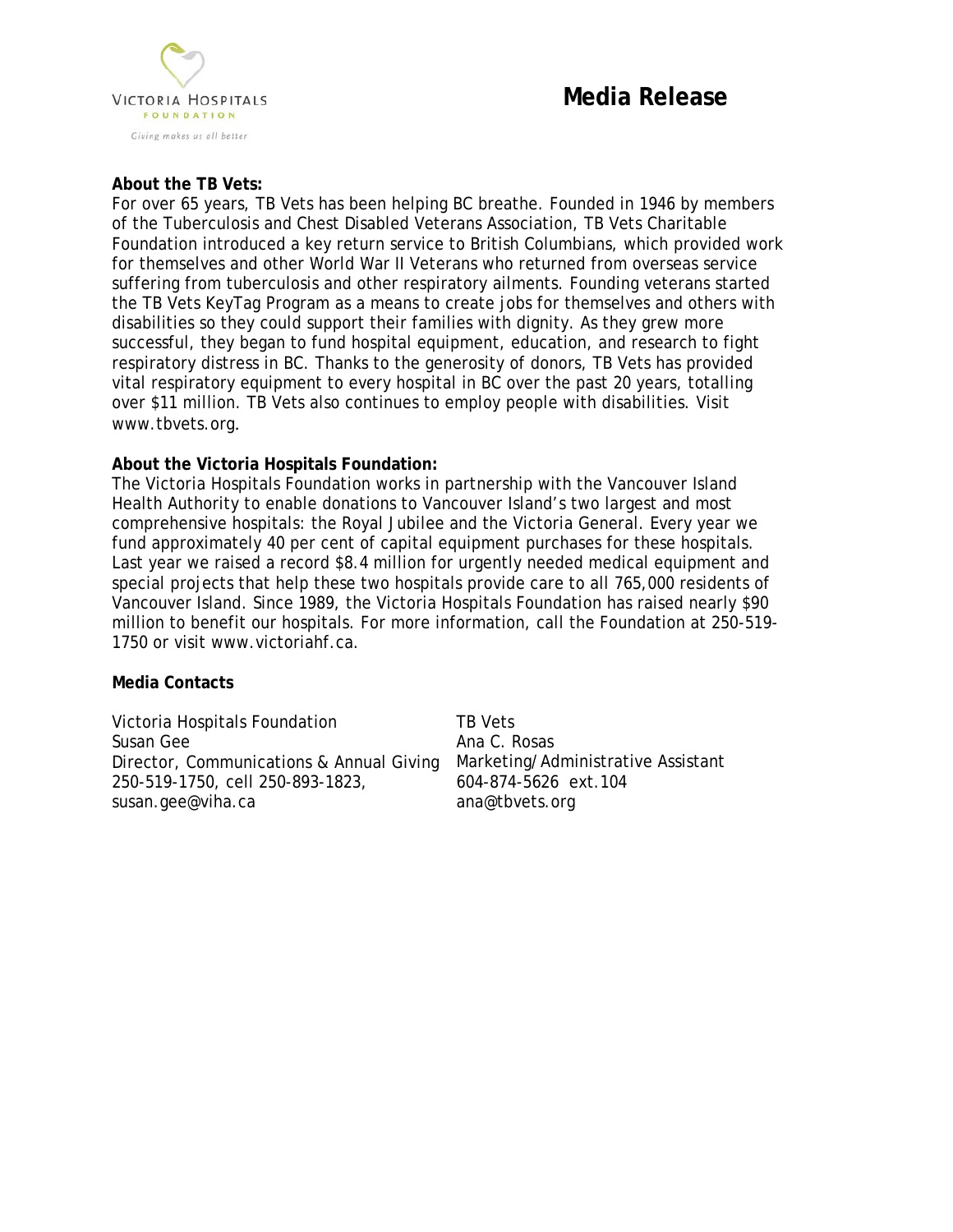# Media Release

**About the TB Vets:**
For over 65 years, TB Vets has been helping BC breathe. Founded in 1946 by members of the Tuberculosis and Chest Disabled Veterans Association, TB Vets Charitable Foundation introduced a key return service to British Columbians, which provided work for themselves and other World War II Veterans who returned from overseas service suffering from tuberculosis and other respiratory ailments. Founding veterans started the TB Vets KeyTag Program as a means to create jobs for themselves and others with disabilities so they could support their families with dignity. As they grew more successful, they began to fund hospital equipment, education, and research to fight respiratory distress in BC. Thanks to the generosity of donors, TB Vets has provided vital respiratory equipment to every hospital in BC over the past 20 years, totalling over $11 million. TB Vets also continues to employ people with disabilities. Visit www.tbvets.org.

**About the Victoria Hospitals Foundation:**
The Victoria Hospitals Foundation works in partnership with the Vancouver Island Health Authority to enable donations to Vancouver Island's two largest and most comprehensive hospitals: the Royal Jubilee and the Victoria General. Every year we fund approximately 40 per cent of capital equipment purchases for these hospitals. Last year we raised a record $8.4 million for urgently needed medical equipment and special projects that help these two hospitals provide care to all 765,000 residents of Vancouver Island. Since 1989, the Victoria Hospitals Foundation has raised nearly $90 million to benefit our hospitals. For more information, call the Foundation at 250-519-1750 or visit www.victoriahf.ca.

**Media Contacts**

Victoria Hospitals Foundation
Susan Gee
Director, Communications & Annual Giving
250-519-1750, cell 250-893-1823,
susan.gee@viha.ca

TB Vets
Ana C. Rosas
Marketing/Administrative Assistant
604-874-5626 ext.104
ana@tbvets.org